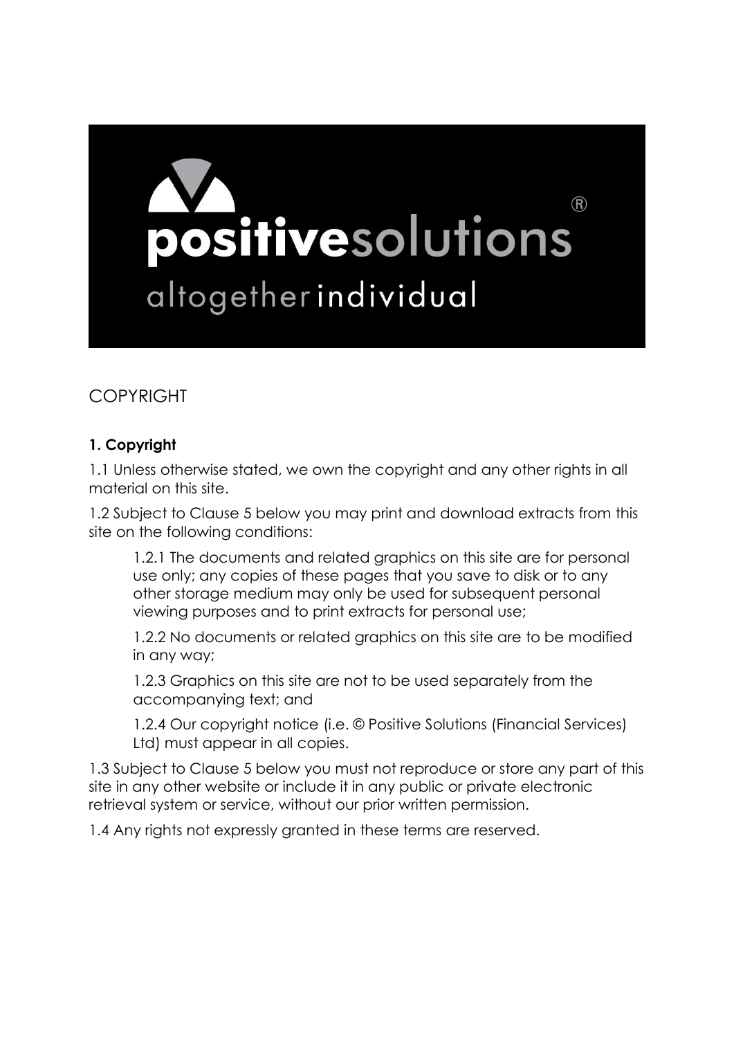# COPYRIGHT

**1. Copyright**

1.1 Unless otherwise stated, we own the copyright and any other rights in all material on this site.

1.2 Subject to Clause 5 below you may print and download extracts from this site on the following conditions:

> 1.2.1 The documents and related graphics on this site are for personal use only; any copies of these pages that you save to disk or to any other storage medium may only be used for subsequent personal viewing purposes and to print extracts for personal use;
>
> 1.2.2 No documents or related graphics on this site are to be modified in any way;
>
> 1.2.3 Graphics on this site are not to be used separately from the accompanying text; and
>
> 1.2.4 Our copyright notice (i.e. © Positive Solutions (Financial Services) Ltd) must appear in all copies.

1.3 Subject to Clause 5 below you must not reproduce or store any part of this site in any other website or include it in any public or private electronic retrieval system or service, without our prior written permission.

1.4 Any rights not expressly granted in these terms are reserved.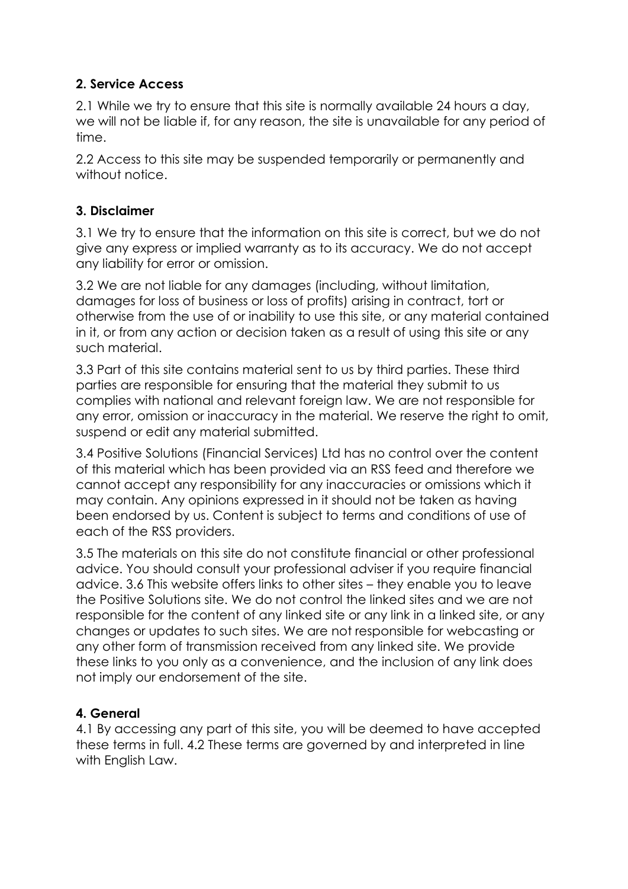### 2. Service Access

2.1 While we try to ensure that this site is normally available 24 hours a day, we will not be liable if, for any reason, the site is unavailable for any period of time.

2.2 Access to this site may be suspended temporarily or permanently and without notice.

### 3. Disclaimer

3.1 We try to ensure that the information on this site is correct, but we do not give any express or implied warranty as to its accuracy. We do not accept any liability for error or omission.

3.2 We are not liable for any damages (including, without limitation, damages for loss of business or loss of profits) arising in contract, tort or otherwise from the use of or inability to use this site, or any material contained in it, or from any action or decision taken as a result of using this site or any such material.

3.3 Part of this site contains material sent to us by third parties. These third parties are responsible for ensuring that the material they submit to us complies with national and relevant foreign law. We are not responsible for any error, omission or inaccuracy in the material. We reserve the right to omit, suspend or edit any material submitted.

3.4 Positive Solutions (Financial Services) Ltd has no control over the content of this material which has been provided via an RSS feed and therefore we cannot accept any responsibility for any inaccuracies or omissions which it may contain. Any opinions expressed in it should not be taken as having been endorsed by us. Content is subject to terms and conditions of use of each of the RSS providers.

3.5 The materials on this site do not constitute financial or other professional advice. You should consult your professional adviser if you require financial advice. 3.6 This website offers links to other sites – they enable you to leave the Positive Solutions site. We do not control the linked sites and we are not responsible for the content of any linked site or any link in a linked site, or any changes or updates to such sites. We are not responsible for webcasting or any other form of transmission received from any linked site. We provide these links to you only as a convenience, and the inclusion of any link does not imply our endorsement of the site.

### 4. General

4.1 By accessing any part of this site, you will be deemed to have accepted these terms in full. 4.2 These terms are governed by and interpreted in line with English Law.